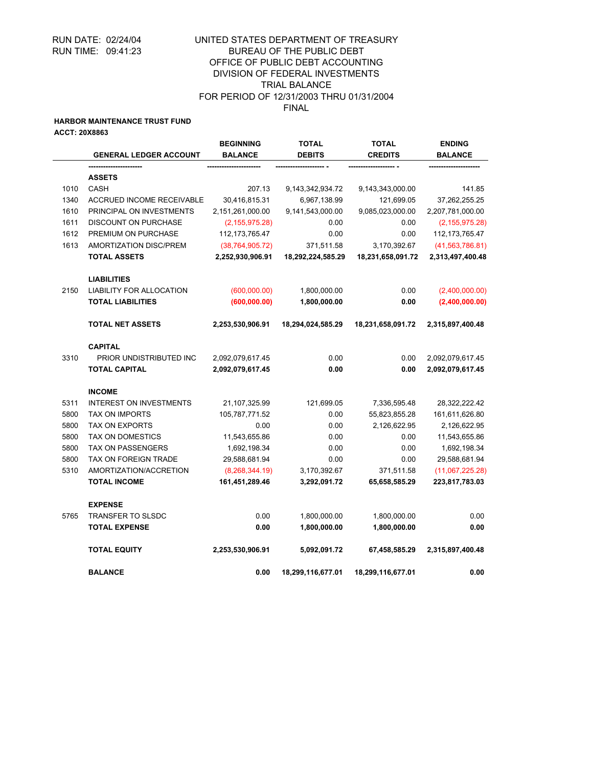RUN DATE: 02/24/04
RUN TIME: 09:41:23

UNITED STATES DEPARTMENT OF TREASURY
BUREAU OF THE PUBLIC DEBT
OFFICE OF PUBLIC DEBT ACCOUNTING
DIVISION OF FEDERAL INVESTMENTS
TRIAL BALANCE
FOR PERIOD OF 12/31/2003 THRU 01/31/2004
FINAL

**HARBOR MAINTENANCE TRUST FUND**
**ACCT: 20X8863**

| | GENERAL LEDGER ACCOUNT | BEGINNING BALANCE | TOTAL DEBITS | TOTAL CREDITS | ENDING BALANCE |
|---|---|---|---|---|---|
| | **ASSETS** | | | | |
| 1010 | CASH | 207.13 | 9,143,342,934.72 | 9,143,343,000.00 | 141.85 |
| 1340 | ACCRUED INCOME RECEIVABLE | 30,416,815.31 | 6,967,138.99 | 121,699.05 | 37,262,255.25 |
| 1610 | PRINCIPAL ON INVESTMENTS | 2,151,261,000.00 | 9,141,543,000.00 | 9,085,023,000.00 | 2,207,781,000.00 |
| 1611 | DISCOUNT ON PURCHASE | (2,155,975.28) | 0.00 | 0.00 | (2,155,975.28) |
| 1612 | PREMIUM ON PURCHASE | 112,173,765.47 | 0.00 | 0.00 | 112,173,765.47 |
| 1613 | AMORTIZATION DISC/PREM | (38,764,905.72) | 371,511.58 | 3,170,392.67 | (41,563,786.81) |
| | **TOTAL ASSETS** | **2,252,930,906.91** | **18,292,224,585.29** | **18,231,658,091.72** | **2,313,497,400.48** |
| | **LIABILITIES** | | | | |
| 2150 | LIABILITY FOR ALLOCATION | (600,000.00) | 1,800,000.00 | 0.00 | (2,400,000.00) |
| | **TOTAL LIABILITIES** | **(600,000.00)** | **1,800,000.00** | **0.00** | **(2,400,000.00)** |
| | **TOTAL NET ASSETS** | **2,253,530,906.91** | **18,294,024,585.29** | **18,231,658,091.72** | **2,315,897,400.48** |
| | **CAPITAL** | | | | |
| 3310 | PRIOR UNDISTRIBUTED INC | 2,092,079,617.45 | 0.00 | 0.00 | 2,092,079,617.45 |
| | **TOTAL CAPITAL** | **2,092,079,617.45** | **0.00** | **0.00** | **2,092,079,617.45** |
| | **INCOME** | | | | |
| 5311 | INTEREST ON INVESTMENTS | 21,107,325.99 | 121,699.05 | 7,336,595.48 | 28,322,222.42 |
| 5800 | TAX ON IMPORTS | 105,787,771.52 | 0.00 | 55,823,855.28 | 161,611,626.80 |
| 5800 | TAX ON EXPORTS | 0.00 | 0.00 | 2,126,622.95 | 2,126,622.95 |
| 5800 | TAX ON DOMESTICS | 11,543,655.86 | 0.00 | 0.00 | 11,543,655.86 |
| 5800 | TAX ON PASSENGERS | 1,692,198.34 | 0.00 | 0.00 | 1,692,198.34 |
| 5800 | TAX ON FOREIGN TRADE | 29,588,681.94 | 0.00 | 0.00 | 29,588,681.94 |
| 5310 | AMORTIZATION/ACCRETION | (8,268,344.19) | 3,170,392.67 | 371,511.58 | (11,067,225.28) |
| | **TOTAL INCOME** | **161,451,289.46** | **3,292,091.72** | **65,658,585.29** | **223,817,783.03** |
| | **EXPENSE** | | | | |
| 5765 | TRANSFER TO SLSDC | 0.00 | 1,800,000.00 | 1,800,000.00 | 0.00 |
| | **TOTAL EXPENSE** | **0.00** | **1,800,000.00** | **1,800,000.00** | **0.00** |
| | **TOTAL EQUITY** | **2,253,530,906.91** | **5,092,091.72** | **67,458,585.29** | **2,315,897,400.48** |
| | **BALANCE** | **0.00** | **18,299,116,677.01** | **18,299,116,677.01** | **0.00** |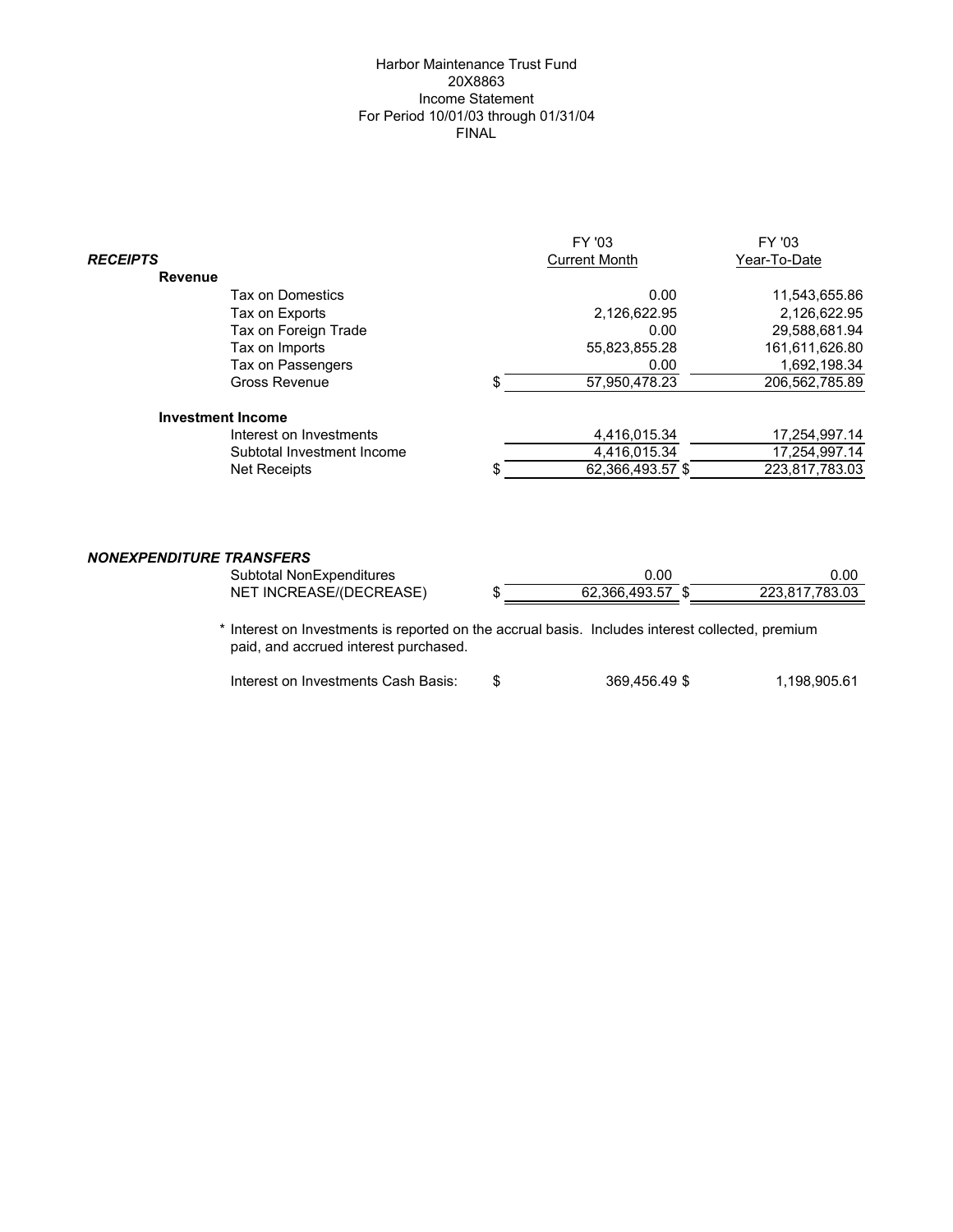Harbor Maintenance Trust Fund
20X8863
Income Statement
For Period 10/01/03 through 01/31/04
FINAL

| | | FY '03 Current Month | FY '03 Year-To-Date |
|---|---|---|---|
| ***RECEIPTS*** | | | |
| **Revenue** | | | |
| Tax on Domestics | | 0.00 | 11,543,655.86 |
| Tax on Exports | | 2,126,622.95 | 2,126,622.95 |
| Tax on Foreign Trade | | 0.00 | 29,588,681.94 |
| Tax on Imports | | 55,823,855.28 | 161,611,626.80 |
| Tax on Passengers | | 0.00 | 1,692,198.34 |
| Gross Revenue | $ | 57,950,478.23 | 206,562,785.89 |
| **Investment Income** | | | |
| Interest on Investments | | 4,416,015.34 | 17,254,997.14 |
| Subtotal Investment Income | | 4,416,015.34 | 17,254,997.14 |
| Net Receipts | $ | 62,366,493.57 $ | 223,817,783.03 |
| ***NONEXPENDITURE TRANSFERS*** | | | |
| Subtotal NonExpenditures | | 0.00 | 0.00 |
| NET INCREASE/(DECREASE) | $ | 62,366,493.57 $ | 223,817,783.03 |

* Interest on Investments is reported on the accrual basis. Includes interest collected, premium paid, and accrued interest purchased.

| | | | |
|---|---|---|---|
| Interest on Investments Cash Basis: | $ | 369,456.49 $ | 1,198,905.61 |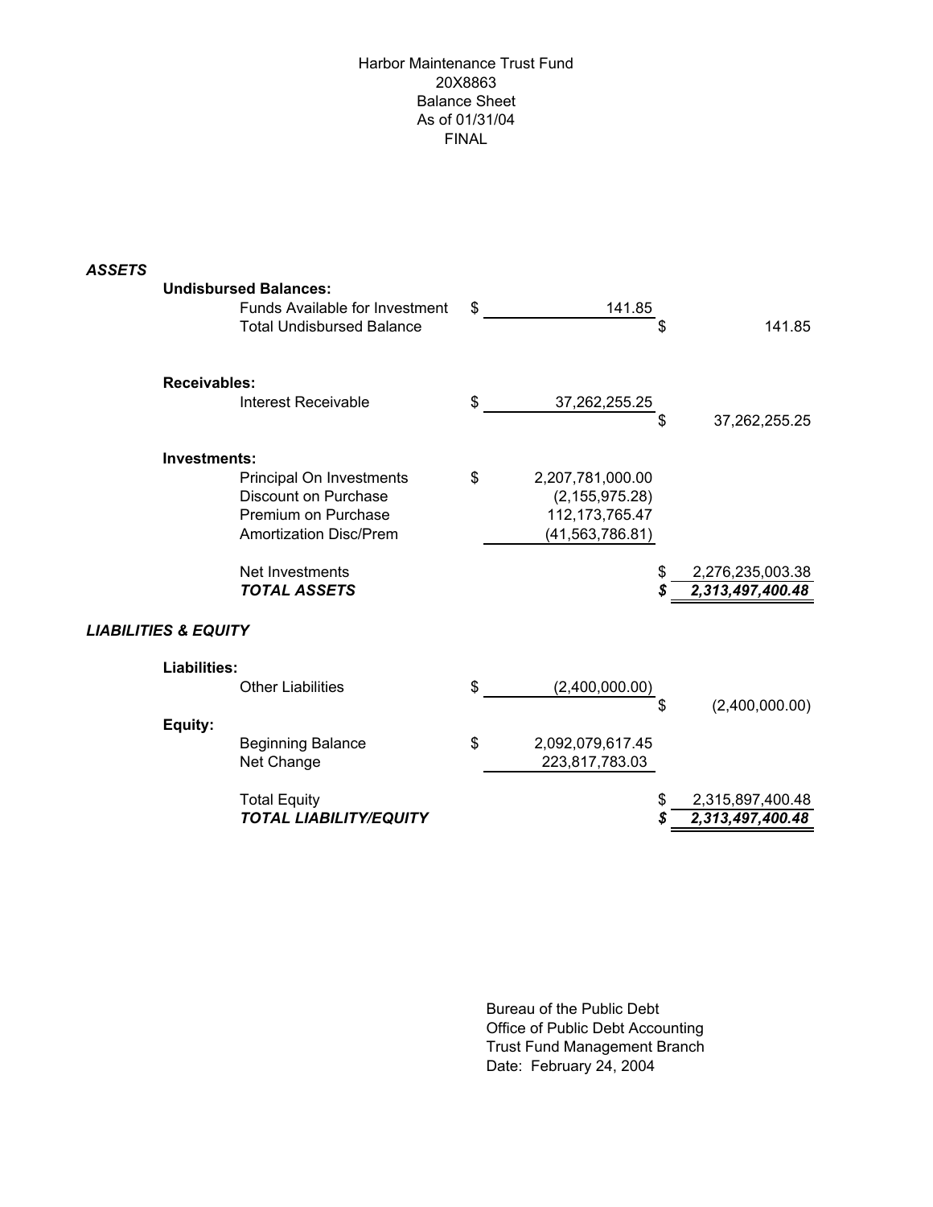# Harbor Maintenance Trust Fund
## 20X8863
## Balance Sheet
## As of 01/31/04
## FINAL

| | | | |
|---|---|---|---|
| ***ASSETS*** | | | |
| **Undisbursed Balances:** | | | |
| Funds Available for Investment | $ 141.85 | | |
| Total Undisbursed Balance | | $ | 141.85 |
| **Receivables:** | | | |
| Interest Receivable | $ 37,262,255.25 | | |
| | | $ | 37,262,255.25 |
| **Investments:** | | | |
| Principal On Investments | $ 2,207,781,000.00 | | |
| Discount on Purchase | (2,155,975.28) | | |
| Premium on Purchase | 112,173,765.47 | | |
| Amortization Disc/Prem | (41,563,786.81) | | |
| Net Investments | | $ | 2,276,235,003.38 |
| ***TOTAL ASSETS*** | | ***$*** | ***2,313,497,400.48*** |
| ***LIABILITIES & EQUITY*** | | | |
| **Liabilities:** | | | |
| Other Liabilities | $ (2,400,000.00) | | |
| | | $ | (2,400,000.00) |
| **Equity:** | | | |
| Beginning Balance | $ 2,092,079,617.45 | | |
| Net Change | 223,817,783.03 | | |
| Total Equity | | $ | 2,315,897,400.48 |
| ***TOTAL LIABILITY/EQUITY*** | | ***$*** | ***2,313,497,400.48*** |

Bureau of the Public Debt
Office of Public Debt Accounting
Trust Fund Management Branch
Date: February 24, 2004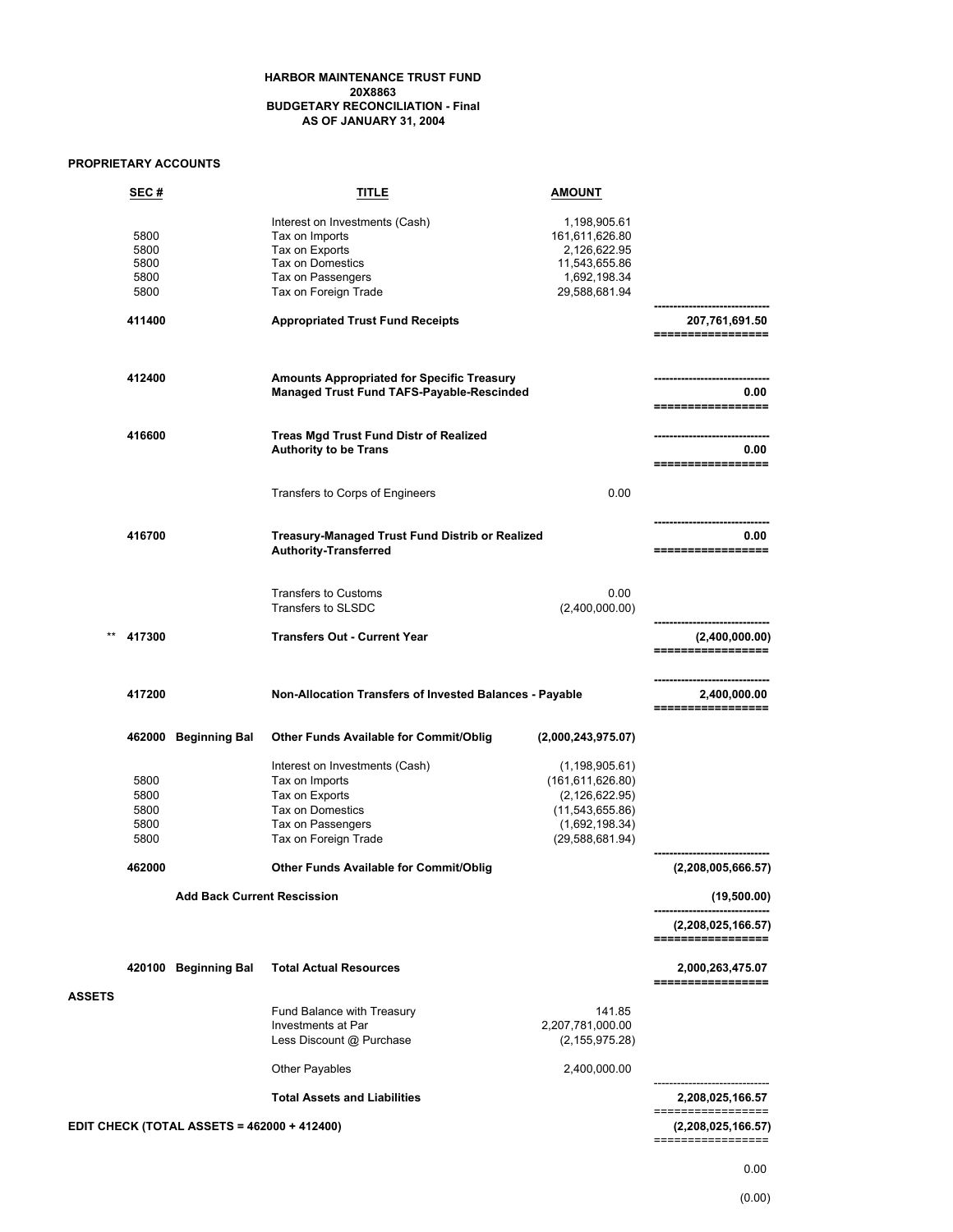**HARBOR MAINTENANCE TRUST FUND**
**20X8863**
**BUDGETARY RECONCILIATION - Final**
**AS OF JANUARY 31, 2004**

**PROPRIETARY ACCOUNTS**

| | SEC # | | TITLE | AMOUNT | |
|---|---|---|---|---|---|
| | | | Interest on Investments (Cash) | 1,198,905.61 | |
| | 5800 | | Tax on Imports | 161,611,626.80 | |
| | 5800 | | Tax on Exports | 2,126,622.95 | |
| | 5800 | | Tax on Domestics | 11,543,655.86 | |
| | 5800 | | Tax on Passengers | 1,692,198.34 | |
| | 5800 | | Tax on Foreign Trade | 29,588,681.94 | |
| | **411400** | | **Appropriated Trust Fund Receipts** | | **207,761,691.50** |
| | **412400** | | **Amounts Appropriated for Specific Treasury Managed Trust Fund TAFS-Payable-Rescinded** | | **0.00** |
| | **416600** | | **Treas Mgd Trust Fund Distr of Realized Authority to be Trans** | | **0.00** |
| | | | Transfers to Corps of Engineers | 0.00 | |
| | **416700** | | **Treasury-Managed Trust Fund Distrib or Realized Authority-Transferred** | | **0.00** |
| | | | Transfers to Customs | 0.00 | |
| | | | Transfers to SLSDC | (2,400,000.00) | |
| ** | **417300** | | **Transfers Out - Current Year** | | **(2,400,000.00)** |
| | **417200** | | **Non-Allocation Transfers of Invested Balances - Payable** | | **2,400,000.00** |
| | **462000** | **Beginning Bal** | **Other Funds Available for Commit/Oblig** | **(2,000,243,975.07)** | |
| | | | Interest on Investments (Cash) | (1,198,905.61) | |
| | 5800 | | Tax on Imports | (161,611,626.80) | |
| | 5800 | | Tax on Exports | (2,126,622.95) | |
| | 5800 | | Tax on Domestics | (11,543,655.86) | |
| | 5800 | | Tax on Passengers | (1,692,198.34) | |
| | 5800 | | Tax on Foreign Trade | (29,588,681.94) | |
| | **462000** | | **Other Funds Available for Commit/Oblig** | | **(2,208,005,666.57)** |
| | | **Add Back Current Rescission** | | | **(19,500.00)** |
| | | | | | **(2,208,025,166.57)** |
| | **420100** | **Beginning Bal** | **Total Actual Resources** | | **2,000,263,475.07** |

**ASSETS**

| | AMOUNT | |
|---|---|---|
| Fund Balance with Treasury | 141.85 | |
| Investments at Par | 2,207,781,000.00 | |
| Less Discount @ Purchase | (2,155,975.28) | |
| Other Payables | 2,400,000.00 | |
| **Total Assets and Liabilities** | | **2,208,025,166.57** |
| **EDIT CHECK (TOTAL ASSETS = 462000 + 412400)** | | **(2,208,025,166.57)** |
| | | 0.00 |
| | | (0.00) |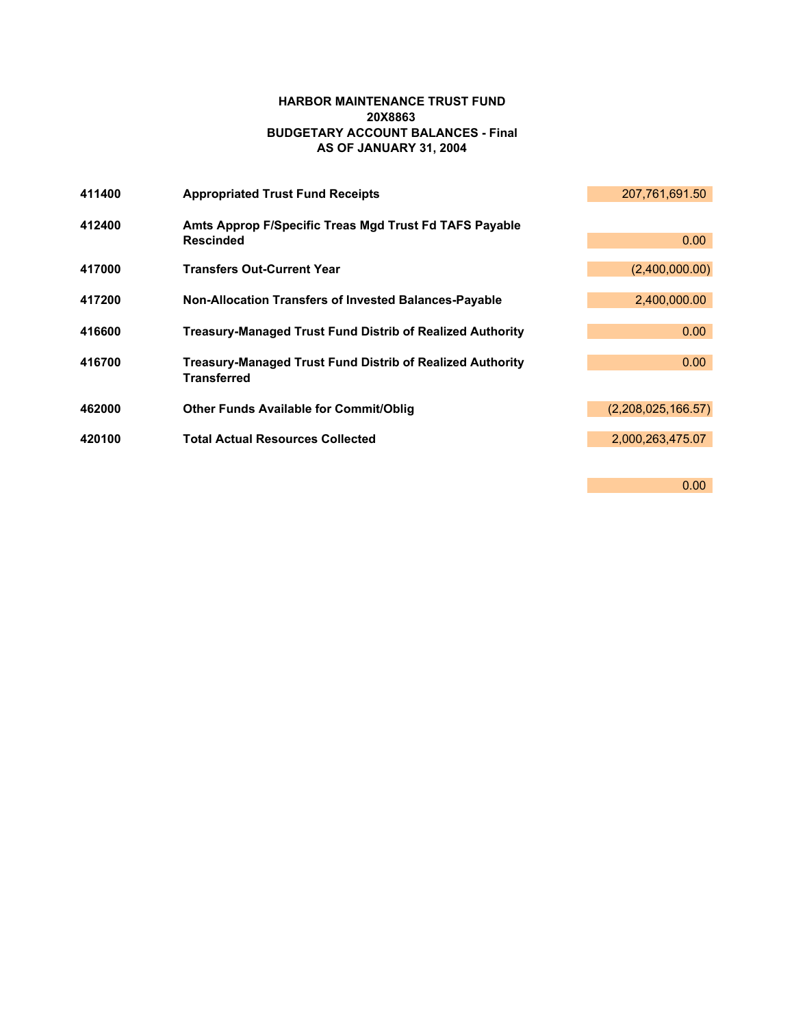**HARBOR MAINTENANCE TRUST FUND**
**20X8863**
**BUDGETARY ACCOUNT BALANCES - Final**
**AS OF JANUARY 31, 2004**

| | | |
|---|---|---|
| **411400** | **Appropriated Trust Fund Receipts** | 207,761,691.50 |
| **412400** | **Amts Approp F/Specific Treas Mgd Trust Fd TAFS Payable Rescinded** | 0.00 |
| **417000** | **Transfers Out-Current Year** | (2,400,000.00) |
| **417200** | **Non-Allocation Transfers of Invested Balances-Payable** | 2,400,000.00 |
| **416600** | **Treasury-Managed Trust Fund Distrib of Realized Authority** | 0.00 |
| **416700** | **Treasury-Managed Trust Fund Distrib of Realized Authority Transferred** | 0.00 |
| **462000** | **Other Funds Available for Commit/Oblig** | (2,208,025,166.57) |
| **420100** | **Total Actual Resources Collected** | 2,000,263,475.07 |
| | | 0.00 |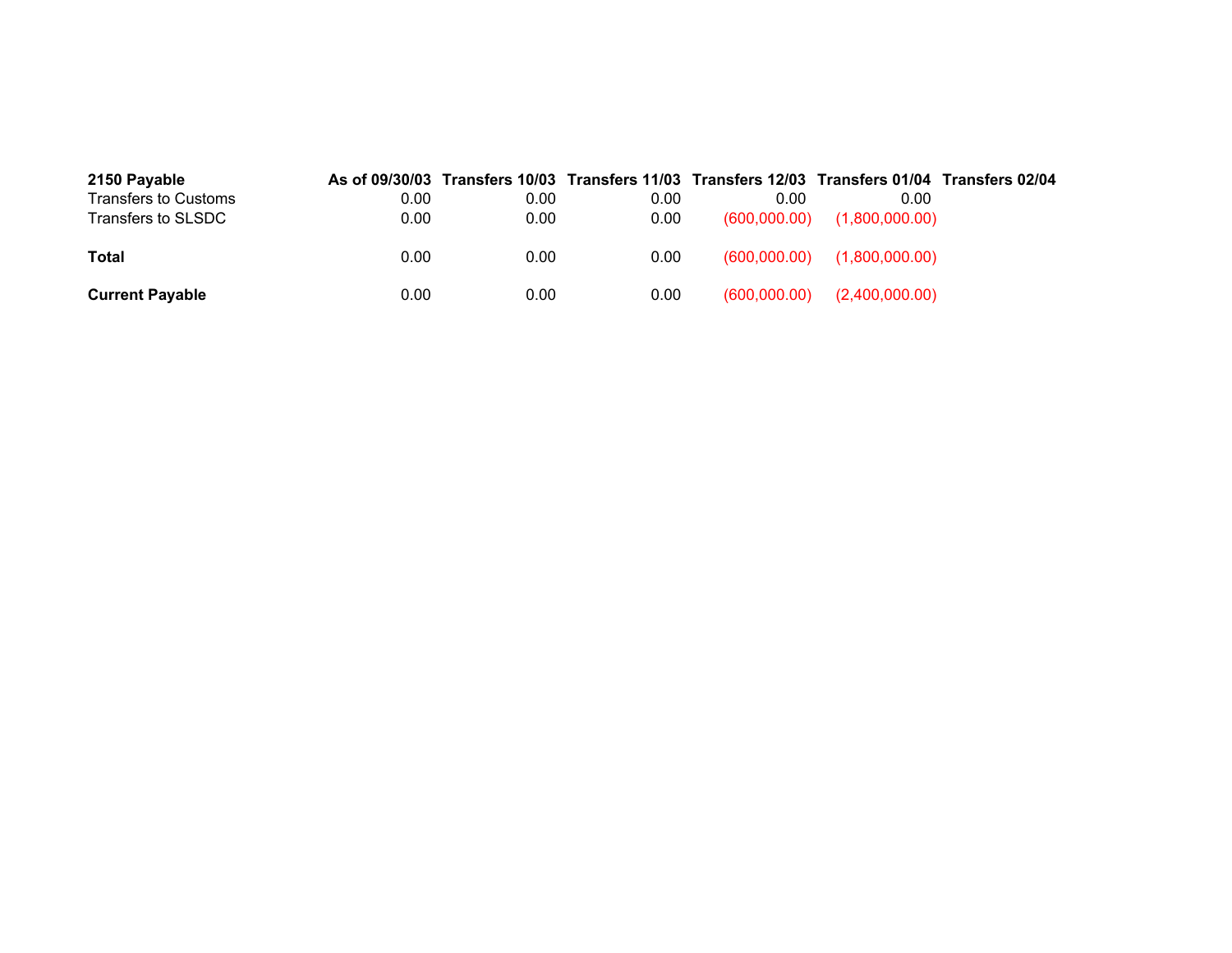| 2150 Payable | As of 09/30/03 | Transfers 10/03 | Transfers 11/03 | Transfers 12/03 | Transfers 01/04 | Transfers 02/04 |
|---|---|---|---|---|---|---|
| Transfers to Customs | 0.00 | 0.00 | 0.00 | 0.00 | 0.00 | |
| Transfers to SLSDC | 0.00 | 0.00 | 0.00 | (600,000.00) | (1,800,000.00) | |
| **Total** | 0.00 | 0.00 | 0.00 | (600,000.00) | (1,800,000.00) | |
| **Current Payable** | 0.00 | 0.00 | 0.00 | (600,000.00) | (2,400,000.00) | |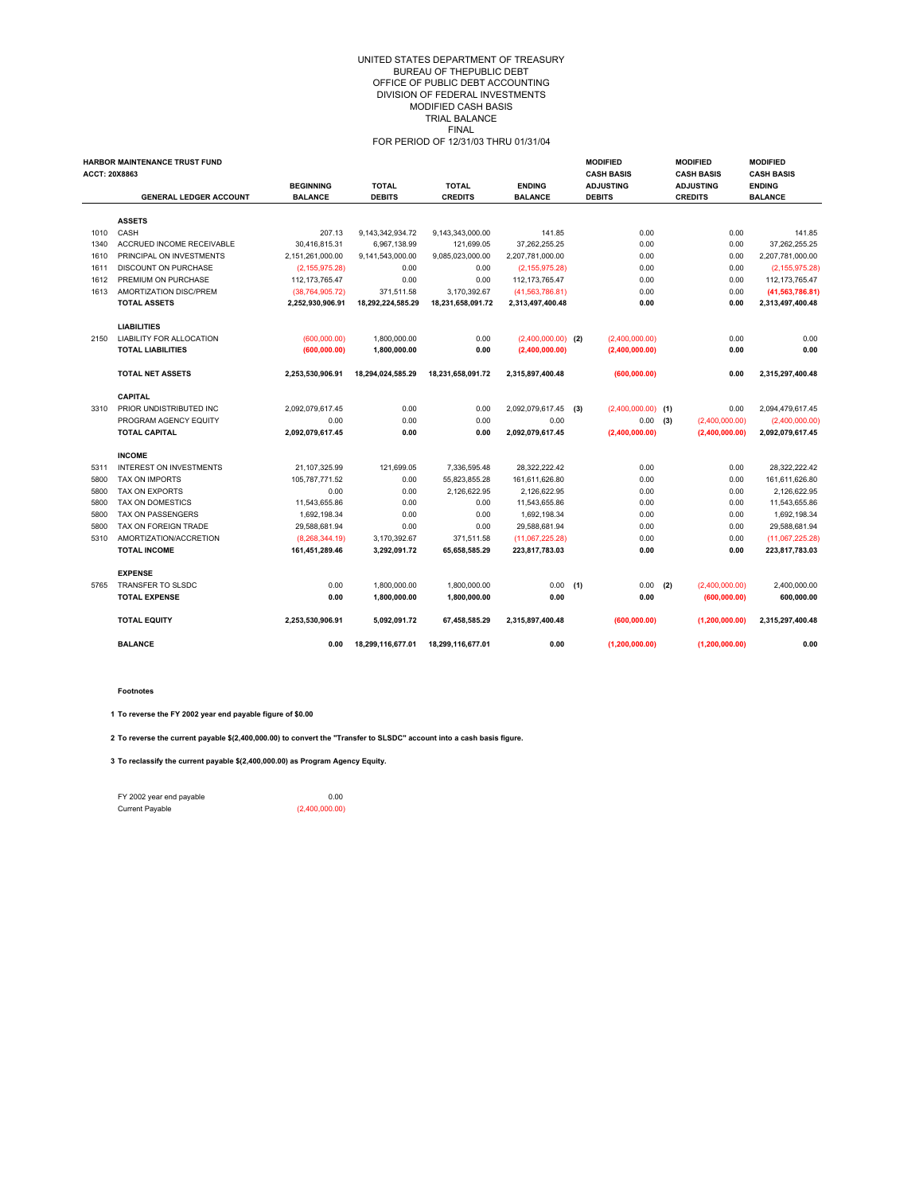UNITED STATES DEPARTMENT OF TREASURY
BUREAU OF THEPUBLIC DEBT
OFFICE OF PUBLIC DEBT ACCOUNTING
DIVISION OF FEDERAL INVESTMENTS
MODIFIED CASH BASIS
TRIAL BALANCE
FINAL
FOR PERIOD OF 12/31/03 THRU 01/31/04

**HARBOR MAINTENANCE TRUST FUND**
**ACCT: 20X8863**

| | GENERAL LEDGER ACCOUNT | BEGINNING BALANCE | TOTAL DEBITS | TOTAL CREDITS | ENDING BALANCE | | MODIFIED CASH BASIS ADJUSTING DEBITS | | MODIFIED CASH BASIS ADJUSTING CREDITS | MODIFIED CASH BASIS ENDING BALANCE |
|---|---|---|---|---|---|---|---|---|---|---|
| | **ASSETS** | | | | | | | | | |
| 1010 | CASH | 207.13 | 9,143,342,934.72 | 9,143,343,000.00 | 141.85 | | 0.00 | | 0.00 | 141.85 |
| 1340 | ACCRUED INCOME RECEIVABLE | 30,416,815.31 | 6,967,138.99 | 121,699.05 | 37,262,255.25 | | 0.00 | | 0.00 | 37,262,255.25 |
| 1610 | PRINCIPAL ON INVESTMENTS | 2,151,261,000.00 | 9,141,543,000.00 | 9,085,023,000.00 | 2,207,781,000.00 | | 0.00 | | 0.00 | 2,207,781,000.00 |
| 1611 | DISCOUNT ON PURCHASE | (2,155,975.28) | 0.00 | 0.00 | (2,155,975.28) | | 0.00 | | 0.00 | (2,155,975.28) |
| 1612 | PREMIUM ON PURCHASE | 112,173,765.47 | 0.00 | 0.00 | 112,173,765.47 | | 0.00 | | 0.00 | 112,173,765.47 |
| 1613 | AMORTIZATION DISC/PREM | (38,764,905.72) | 371,511.58 | 3,170,392.67 | (41,563,786.81) | | 0.00 | | 0.00 | **(41,563,786.81)** |
| | **TOTAL ASSETS** | **2,252,930,906.91** | **18,292,224,585.29** | **18,231,658,091.72** | **2,313,497,400.48** | | **0.00** | | **0.00** | **2,313,497,400.48** |
| | **LIABILITIES** | | | | | | | | | |
| 2150 | LIABILITY FOR ALLOCATION | (600,000.00) | 1,800,000.00 | 0.00 | (2,400,000.00) | (2) | (2,400,000.00) | | 0.00 | 0.00 |
| | **TOTAL LIABILITIES** | **(600,000.00)** | **1,800,000.00** | **0.00** | **(2,400,000.00)** | | **(2,400,000.00)** | | **0.00** | **0.00** |
| | **TOTAL NET ASSETS** | **2,253,530,906.91** | **18,294,024,585.29** | **18,231,658,091.72** | **2,315,897,400.48** | | **(600,000.00)** | | **0.00** | **2,315,297,400.48** |
| | **CAPITAL** | | | | | | | | | |
| 3310 | PRIOR UNDISTRIBUTED INC | 2,092,079,617.45 | 0.00 | 0.00 | 2,092,079,617.45 | (3) | (2,400,000.00) | (1) | 0.00 | 2,094,479,617.45 |
| | PROGRAM AGENCY EQUITY | 0.00 | 0.00 | 0.00 | 0.00 | | 0.00 | (3) | (2,400,000.00) | (2,400,000.00) |
| | **TOTAL CAPITAL** | **2,092,079,617.45** | **0.00** | **0.00** | **2,092,079,617.45** | | **(2,400,000.00)** | | **(2,400,000.00)** | **2,092,079,617.45** |
| | **INCOME** | | | | | | | | | |
| 5311 | INTEREST ON INVESTMENTS | 21,107,325.99 | 121,699.05 | 7,336,595.48 | 28,322,222.42 | | 0.00 | | 0.00 | 28,322,222.42 |
| 5800 | TAX ON IMPORTS | 105,787,771.52 | 0.00 | 55,823,855.28 | 161,611,626.80 | | 0.00 | | 0.00 | 161,611,626.80 |
| 5800 | TAX ON EXPORTS | 0.00 | 0.00 | 2,126,622.95 | 2,126,622.95 | | 0.00 | | 0.00 | 2,126,622.95 |
| 5800 | TAX ON DOMESTICS | 11,543,655.86 | 0.00 | 0.00 | 11,543,655.86 | | 0.00 | | 0.00 | 11,543,655.86 |
| 5800 | TAX ON PASSENGERS | 1,692,198.34 | 0.00 | 0.00 | 1,692,198.34 | | 0.00 | | 0.00 | 1,692,198.34 |
| 5800 | TAX ON FOREIGN TRADE | 29,588,681.94 | 0.00 | 0.00 | 29,588,681.94 | | 0.00 | | 0.00 | 29,588,681.94 |
| 5310 | AMORTIZATION/ACCRETION | (8,268,344.19) | 3,170,392.67 | 371,511.58 | (11,067,225.28) | | 0.00 | | 0.00 | (11,067,225.28) |
| | **TOTAL INCOME** | **161,451,289.46** | **3,292,091.72** | **65,658,585.29** | **223,817,783.03** | | **0.00** | | **0.00** | **223,817,783.03** |
| | **EXPENSE** | | | | | | | | | |
| 5765 | TRANSFER TO SLSDC | 0.00 | 1,800,000.00 | 1,800,000.00 | 0.00 | (1) | 0.00 | (2) | (2,400,000.00) | 2,400,000.00 |
| | **TOTAL EXPENSE** | **0.00** | **1,800,000.00** | **1,800,000.00** | **0.00** | | **0.00** | | **(600,000.00)** | **600,000.00** |
| | **TOTAL EQUITY** | **2,253,530,906.91** | **5,092,091.72** | **67,458,585.29** | **2,315,897,400.48** | | **(600,000.00)** | | **(1,200,000.00)** | **2,315,297,400.48** |
| | **BALANCE** | **0.00** | **18,299,116,677.01** | **18,299,116,677.01** | **0.00** | | **(1,200,000.00)** | | **(1,200,000.00)** | **0.00** |

**Footnotes**

**1 To reverse the FY 2002 year end payable figure of $0.00**

**2 To reverse the current payable $(2,400,000.00) to convert the "Transfer to SLSDC" account into a cash basis figure.**

**3 To reclassify the current payable $(2,400,000.00) as Program Agency Equity.**

| | |
|---|---|
| FY 2002 year end payable | 0.00 |
| Current Payable | (2,400,000.00) |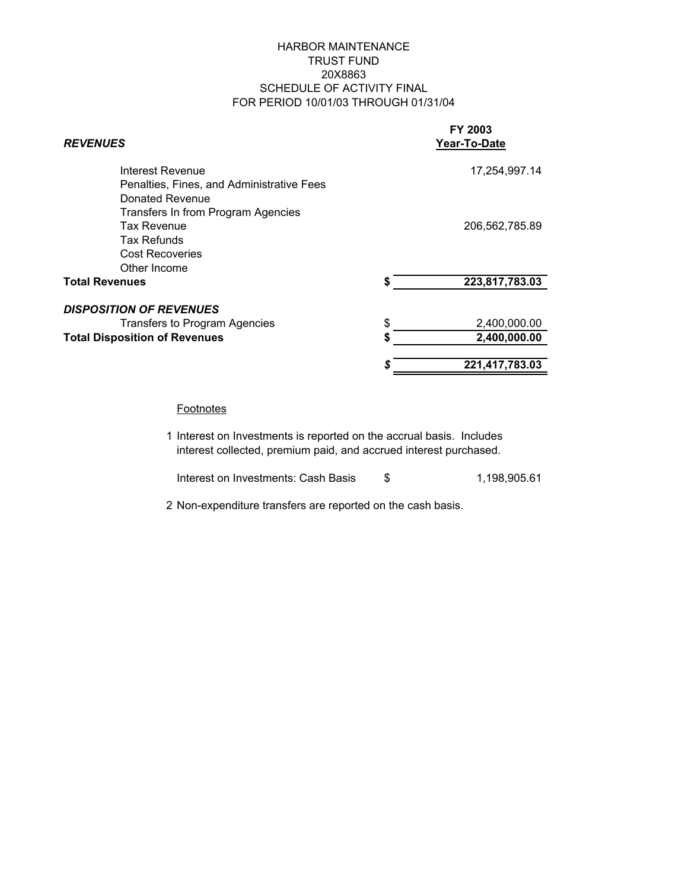# HARBOR MAINTENANCE
# TRUST FUND
# 20X8863
# SCHEDULE OF ACTIVITY FINAL
# FOR PERIOD 10/01/03 THROUGH 01/31/04

| ***REVENUES*** | | **FY 2003 Year-To-Date** |
|---|---|---|
| Interest Revenue | | 17,254,997.14 |
| Penalties, Fines, and Administrative Fees | | |
| Donated Revenue | | |
| Transfers In from Program Agencies | | |
| Tax Revenue | | 206,562,785.89 |
| Tax Refunds | | |
| Cost Recoveries | | |
| Other Income | | |
| **Total Revenues** | **$** | **223,817,783.03** |
| ***DISPOSITION OF REVENUES*** | | |
| Transfers to Program Agencies | $ | 2,400,000.00 |
| **Total Disposition of Revenues** | **$** | **2,400,000.00** |
| | ***$*** | **221,417,783.03** |

Footnotes

1 Interest on Investments is reported on the accrual basis. Includes interest collected, premium paid, and accrued interest purchased.

| Interest on Investments: Cash Basis | $ | 1,198,905.61 |
|---|---|---|

2 Non-expenditure transfers are reported on the cash basis.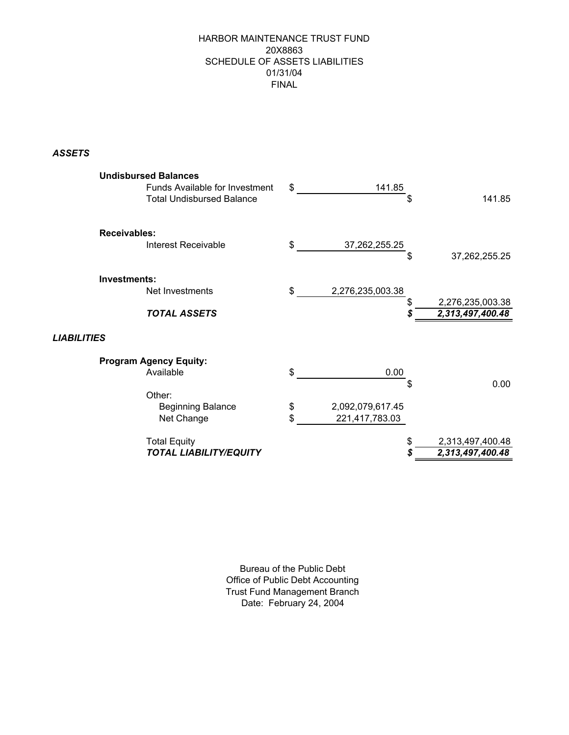HARBOR MAINTENANCE TRUST FUND
20X8863
SCHEDULE OF ASSETS LIABILITIES
01/31/04
FINAL

| | | | | |
|---|---|---|---|---|
| ***ASSETS*** | | | | |
| **Undisbursed Balances** | | | | |
| | Funds Available for Investment | $ 141.85 | | |
| | Total Undisbursed Balance | | $ | 141.85 |
| **Receivables:** | | | | |
| | Interest Receivable | $ 37,262,255.25 | | |
| | | | $ | 37,262,255.25 |
| **Investments:** | | | | |
| | Net Investments | $ 2,276,235,003.38 | | |
| | | | $ | 2,276,235,003.38 |
| | ***TOTAL ASSETS*** | | ***$*** | ***2,313,497,400.48*** |
| ***LIABILITIES*** | | | | |
| **Program Agency Equity:** | | | | |
| | Available | $ 0.00 | | |
| | | | $ | 0.00 |
| | Other: | | | |
| | Beginning Balance | $ 2,092,079,617.45 | | |
| | Net Change | $ 221,417,783.03 | | |
| | Total Equity | | $ | 2,313,497,400.48 |
| | ***TOTAL LIABILITY/EQUITY*** | | ***$*** | ***2,313,497,400.48*** |

Bureau of the Public Debt
Office of Public Debt Accounting
Trust Fund Management Branch
Date: February 24, 2004